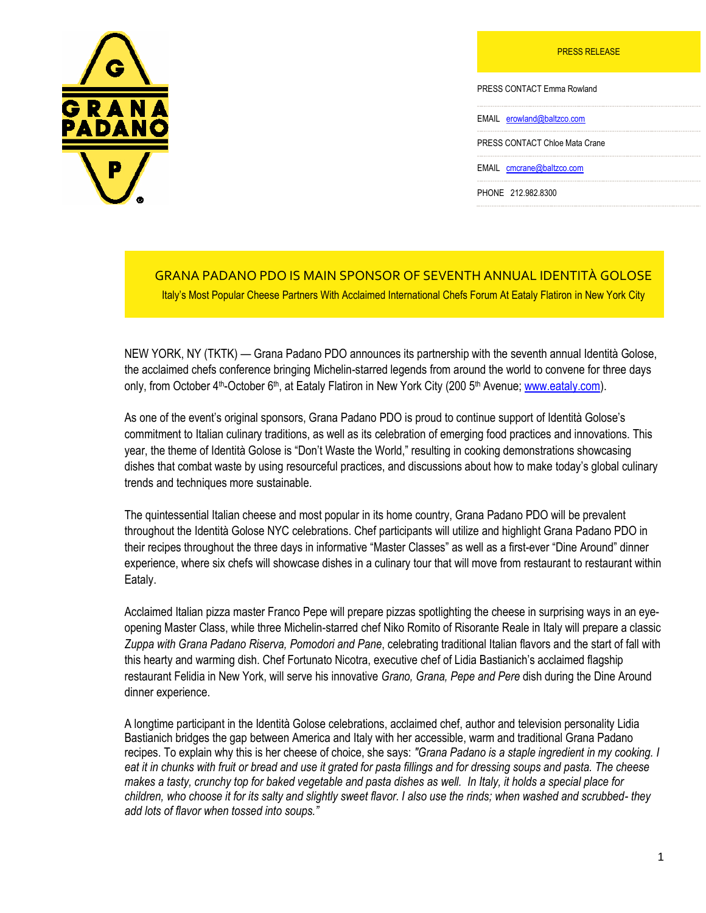GRANA PADANO

PRESS RELEASE

PRESS CONTACT Emma Rowland

EMAIL erowland@baltzco.com

PRESS CONTACT Chloe Mata Crane

EMAIL cmcrane@baltzco.com

PHONE 212.982.8300

# GRANA PADANO PDO IS MAIN SPONSOR OF SEVENTH ANNUAL IDENTITÀ GOLOSE

Italy's Most Popular Cheese Partners With Acclaimed International Chefs Forum At Eataly Flatiron in New York City

NEW YORK, NY (TKTK) — Grana Padano PDO announces its partnership with the seventh annual Identità Golose, the acclaimed chefs conference bringing Michelin-starred legends from around the world to convene for three days only, from October 4th-October 6th, at Eataly Flatiron in New York City (200 5th Avenue; www.eataly.com).

As one of the event's original sponsors, Grana Padano PDO is proud to continue support of Identità Golose's commitment to Italian culinary traditions, as well as its celebration of emerging food practices and innovations. This year, the theme of Identità Golose is "Don't Waste the World," resulting in cooking demonstrations showcasing dishes that combat waste by using resourceful practices, and discussions about how to make today's global culinary trends and techniques more sustainable.

The quintessential Italian cheese and most popular in its home country, Grana Padano PDO will be prevalent throughout the Identità Golose NYC celebrations. Chef participants will utilize and highlight Grana Padano PDO in their recipes throughout the three days in informative "Master Classes" as well as a first-ever "Dine Around" dinner experience, where six chefs will showcase dishes in a culinary tour that will move from restaurant to restaurant within Eataly.

Acclaimed Italian pizza master Franco Pepe will prepare pizzas spotlighting the cheese in surprising ways in an eye-opening Master Class, while three Michelin-starred chef Niko Romito of Risorante Reale in Italy will prepare a classic *Zuppa with Grana Padano Riserva, Pomodori and Pane*, celebrating traditional Italian flavors and the start of fall with this hearty and warming dish. Chef Fortunato Nicotra, executive chef of Lidia Bastianich's acclaimed flagship restaurant Felidia in New York, will serve his innovative *Grano, Grana, Pepe and Pere* dish during the Dine Around dinner experience.

A longtime participant in the Identità Golose celebrations, acclaimed chef, author and television personality Lidia Bastianich bridges the gap between America and Italy with her accessible, warm and traditional Grana Padano recipes. To explain why this is her cheese of choice, she says: *"Grana Padano is a staple ingredient in my cooking. I eat it in chunks with fruit or bread and use it grated for pasta fillings and for dressing soups and pasta. The cheese makes a tasty, crunchy top for baked vegetable and pasta dishes as well. In Italy, it holds a special place for children, who choose it for its salty and slightly sweet flavor. I also use the rinds; when washed and scrubbed- they add lots of flavor when tossed into soups."*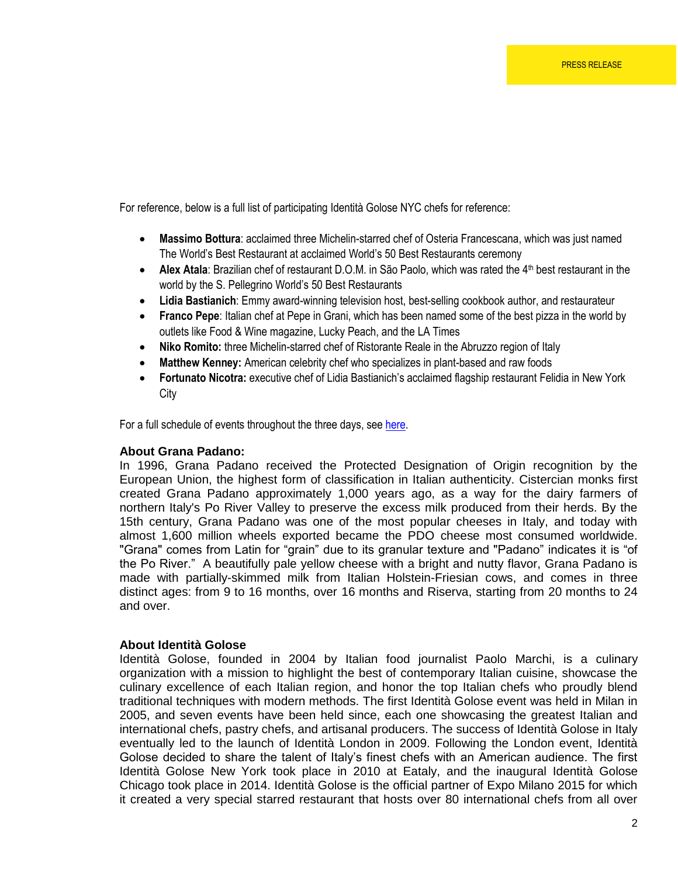For reference, below is a full list of participating Identità Golose NYC chefs for reference:

- **Massimo Bottura**: acclaimed three Michelin-starred chef of Osteria Francescana, which was just named The World's Best Restaurant at acclaimed World's 50 Best Restaurants ceremony
- **Alex Atala**: Brazilian chef of restaurant D.O.M. in São Paolo, which was rated the 4th best restaurant in the world by the S. Pellegrino World's 50 Best Restaurants
- **Lidia Bastianich**: Emmy award-winning television host, best-selling cookbook author, and restaurateur
- **Franco Pepe**: Italian chef at Pepe in Grani, which has been named some of the best pizza in the world by outlets like Food & Wine magazine, Lucky Peach, and the LA Times
- **Niko Romito:** three Michelin-starred chef of Ristorante Reale in the Abruzzo region of Italy
- **Matthew Kenney:** American celebrity chef who specializes in plant-based and raw foods
- **Fortunato Nicotra:** executive chef of Lidia Bastianich's acclaimed flagship restaurant Felidia in New York City

For a full schedule of events throughout the three days, see here.

**About Grana Padano:**

In 1996, Grana Padano received the Protected Designation of Origin recognition by the European Union, the highest form of classification in Italian authenticity. Cistercian monks first created Grana Padano approximately 1,000 years ago, as a way for the dairy farmers of northern Italy's Po River Valley to preserve the excess milk produced from their herds. By the 15th century, Grana Padano was one of the most popular cheeses in Italy, and today with almost 1,600 million wheels exported became the PDO cheese most consumed worldwide. "Grana" comes from Latin for "grain" due to its granular texture and "Padano" indicates it is "of the Po River." A beautifully pale yellow cheese with a bright and nutty flavor, Grana Padano is made with partially-skimmed milk from Italian Holstein-Friesian cows, and comes in three distinct ages: from 9 to 16 months, over 16 months and Riserva, starting from 20 months to 24 and over.

**About Identità Golose**

Identità Golose, founded in 2004 by Italian food journalist Paolo Marchi, is a culinary organization with a mission to highlight the best of contemporary Italian cuisine, showcase the culinary excellence of each Italian region, and honor the top Italian chefs who proudly blend traditional techniques with modern methods. The first Identità Golose event was held in Milan in 2005, and seven events have been held since, each one showcasing the greatest Italian and international chefs, pastry chefs, and artisanal producers. The success of Identità Golose in Italy eventually led to the launch of Identità London in 2009. Following the London event, Identità Golose decided to share the talent of Italy's finest chefs with an American audience. The first Identità Golose New York took place in 2010 at Eataly, and the inaugural Identità Golose Chicago took place in 2014. Identità Golose is the official partner of Expo Milano 2015 for which it created a very special starred restaurant that hosts over 80 international chefs from all over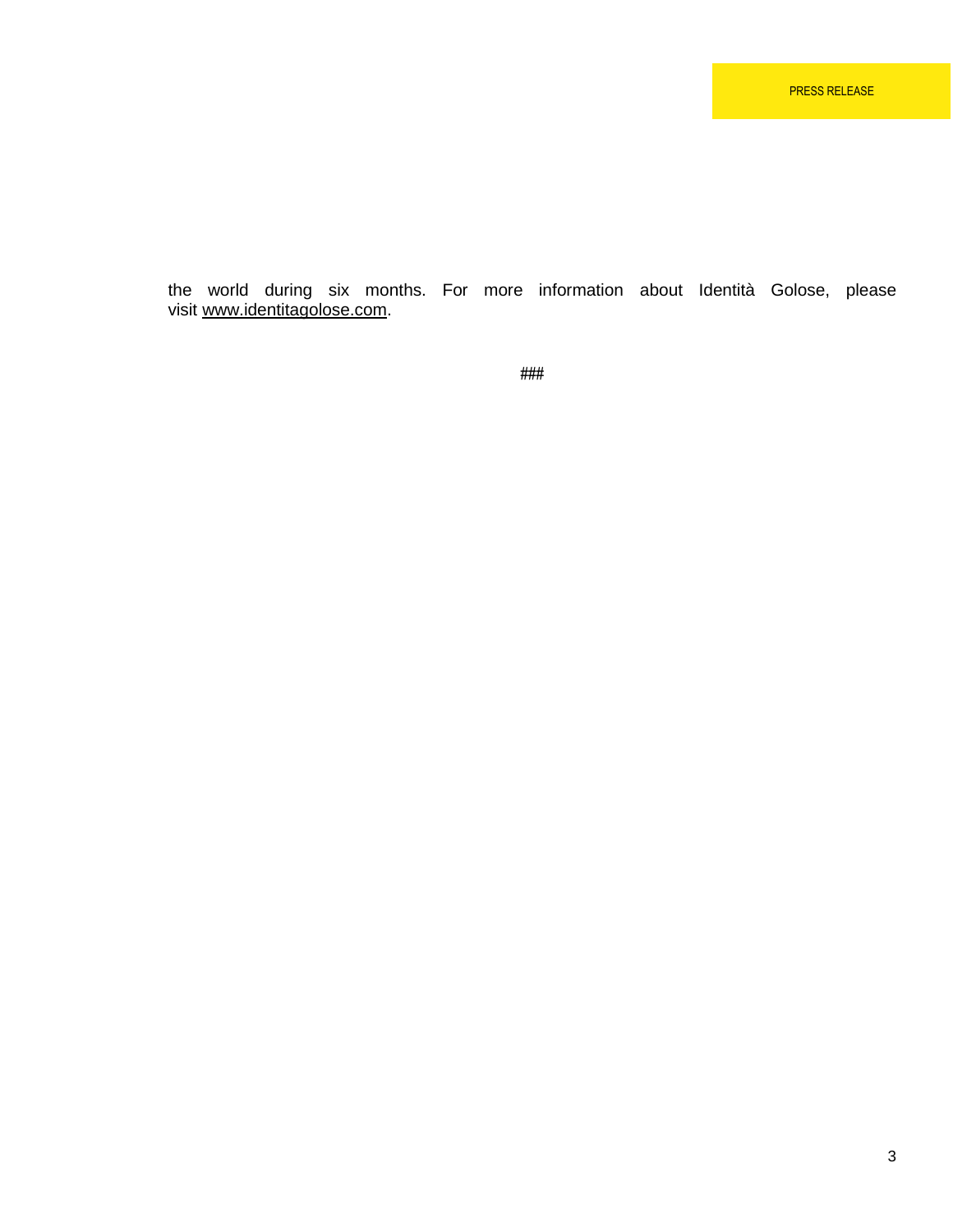the world during six months. For more information about Identità Golose, please visit www.identitagolose.com.

###